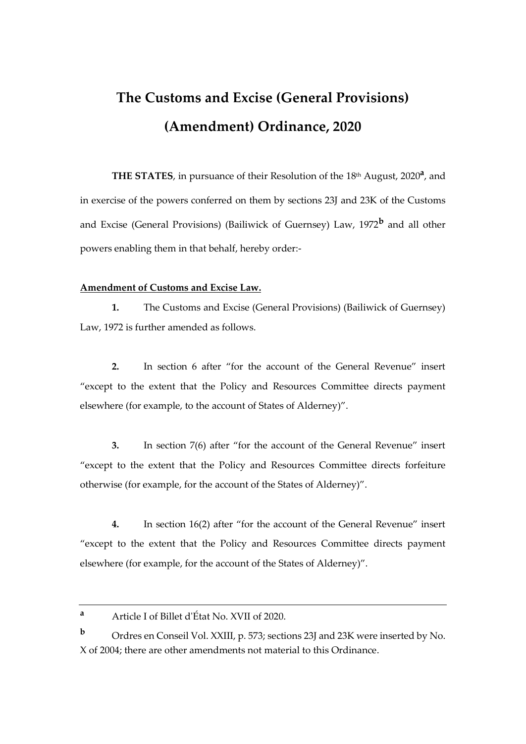# The Customs and Excise (General Provisions) (Amendment) Ordinance, 2020

**THE STATES**, in pursuance of their Resolution of the 18th August, 2020[a], and in exercise of the powers conferred on them by sections 23J and 23K of the Customs and Excise (General Provisions) (Bailiwick of Guernsey) Law, 1972[b] and all other powers enabling them in that behalf, hereby order:-

**Amendment of Customs and Excise Law.**

**1.** The Customs and Excise (General Provisions) (Bailiwick of Guernsey) Law, 1972 is further amended as follows.

**2.** In section 6 after "for the account of the General Revenue" insert "except to the extent that the Policy and Resources Committee directs payment elsewhere (for example, to the account of States of Alderney)".

**3.** In section 7(6) after "for the account of the General Revenue" insert "except to the extent that the Policy and Resources Committee directs forfeiture otherwise (for example, for the account of the States of Alderney)".

**4.** In section 16(2) after "for the account of the General Revenue" insert "except to the extent that the Policy and Resources Committee directs payment elsewhere (for example, for the account of the States of Alderney)".

---

[a] Article I of Billet d'État No. XVII of 2020.

[b] Ordres en Conseil Vol. XXIII, p. 573; sections 23J and 23K were inserted by No. X of 2004; there are other amendments not material to this Ordinance.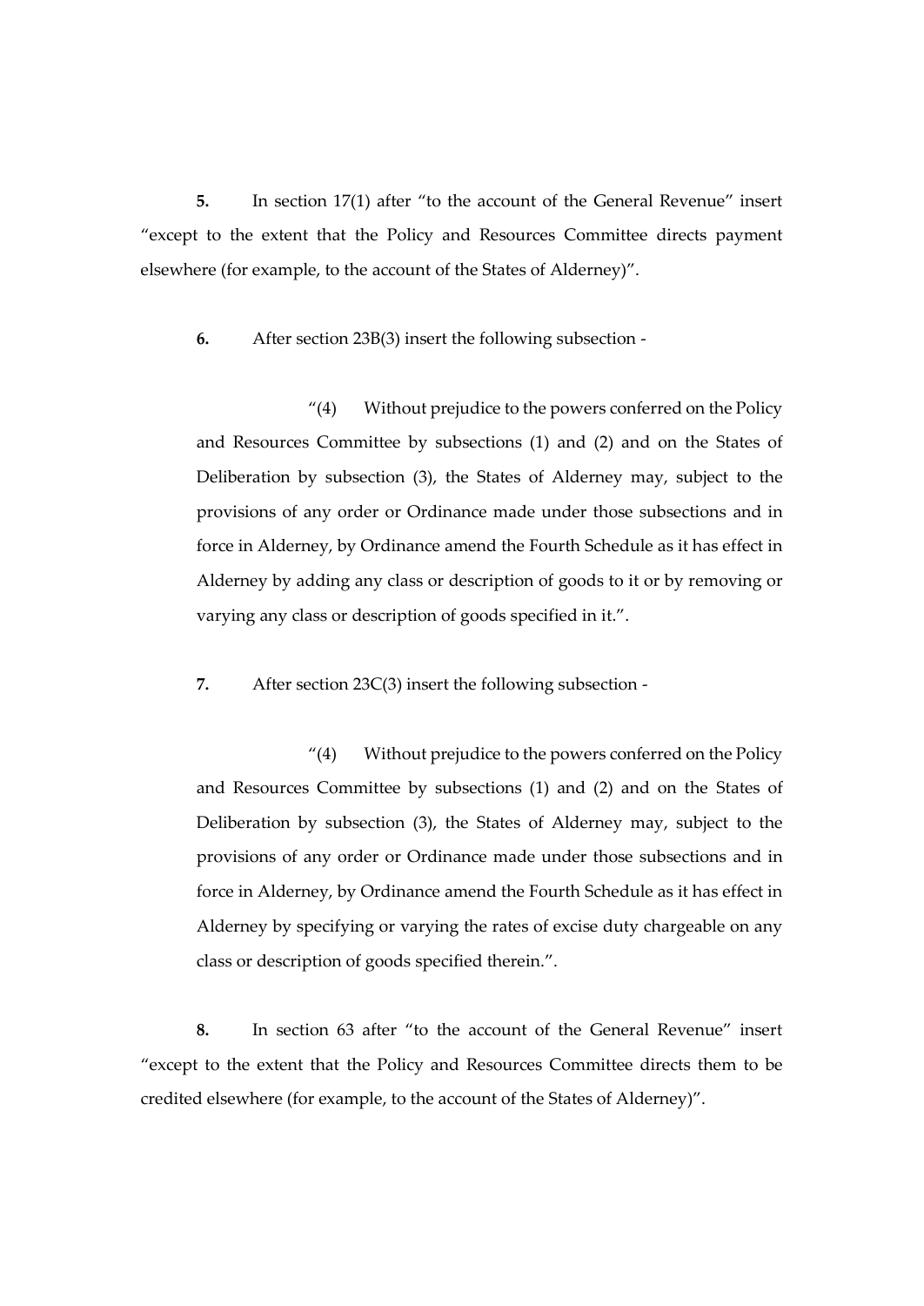**5.** In section 17(1) after "to the account of the General Revenue" insert "except to the extent that the Policy and Resources Committee directs payment elsewhere (for example, to the account of the States of Alderney)".

**6.** After section 23B(3) insert the following subsection -

> "(4) Without prejudice to the powers conferred on the Policy and Resources Committee by subsections (1) and (2) and on the States of Deliberation by subsection (3), the States of Alderney may, subject to the provisions of any order or Ordinance made under those subsections and in force in Alderney, by Ordinance amend the Fourth Schedule as it has effect in Alderney by adding any class or description of goods to it or by removing or varying any class or description of goods specified in it.".

**7.** After section 23C(3) insert the following subsection -

> "(4) Without prejudice to the powers conferred on the Policy and Resources Committee by subsections (1) and (2) and on the States of Deliberation by subsection (3), the States of Alderney may, subject to the provisions of any order or Ordinance made under those subsections and in force in Alderney, by Ordinance amend the Fourth Schedule as it has effect in Alderney by specifying or varying the rates of excise duty chargeable on any class or description of goods specified therein.".

**8.** In section 63 after "to the account of the General Revenue" insert "except to the extent that the Policy and Resources Committee directs them to be credited elsewhere (for example, to the account of the States of Alderney)".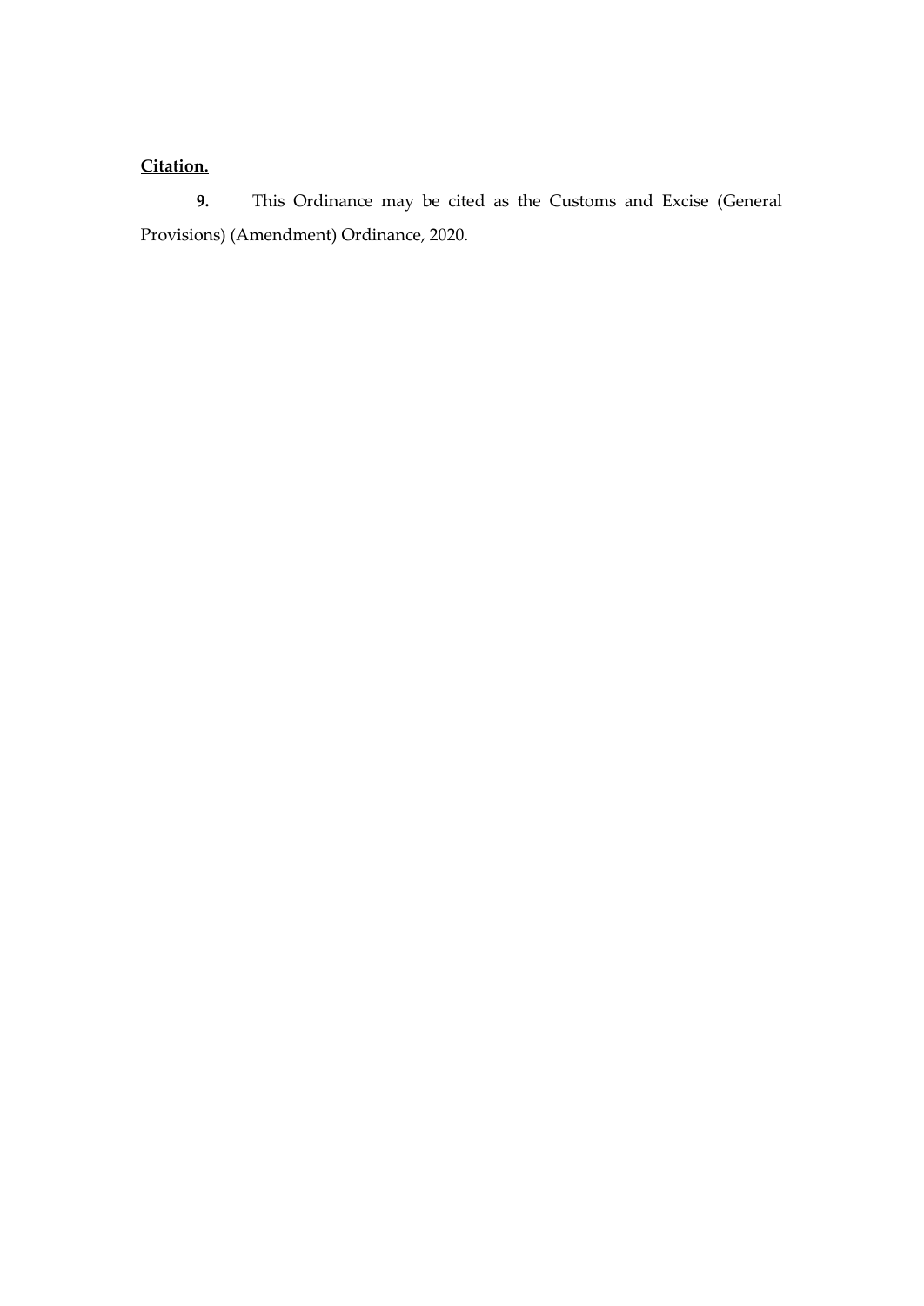**Citation.**

**9.** This Ordinance may be cited as the Customs and Excise (General Provisions) (Amendment) Ordinance, 2020.